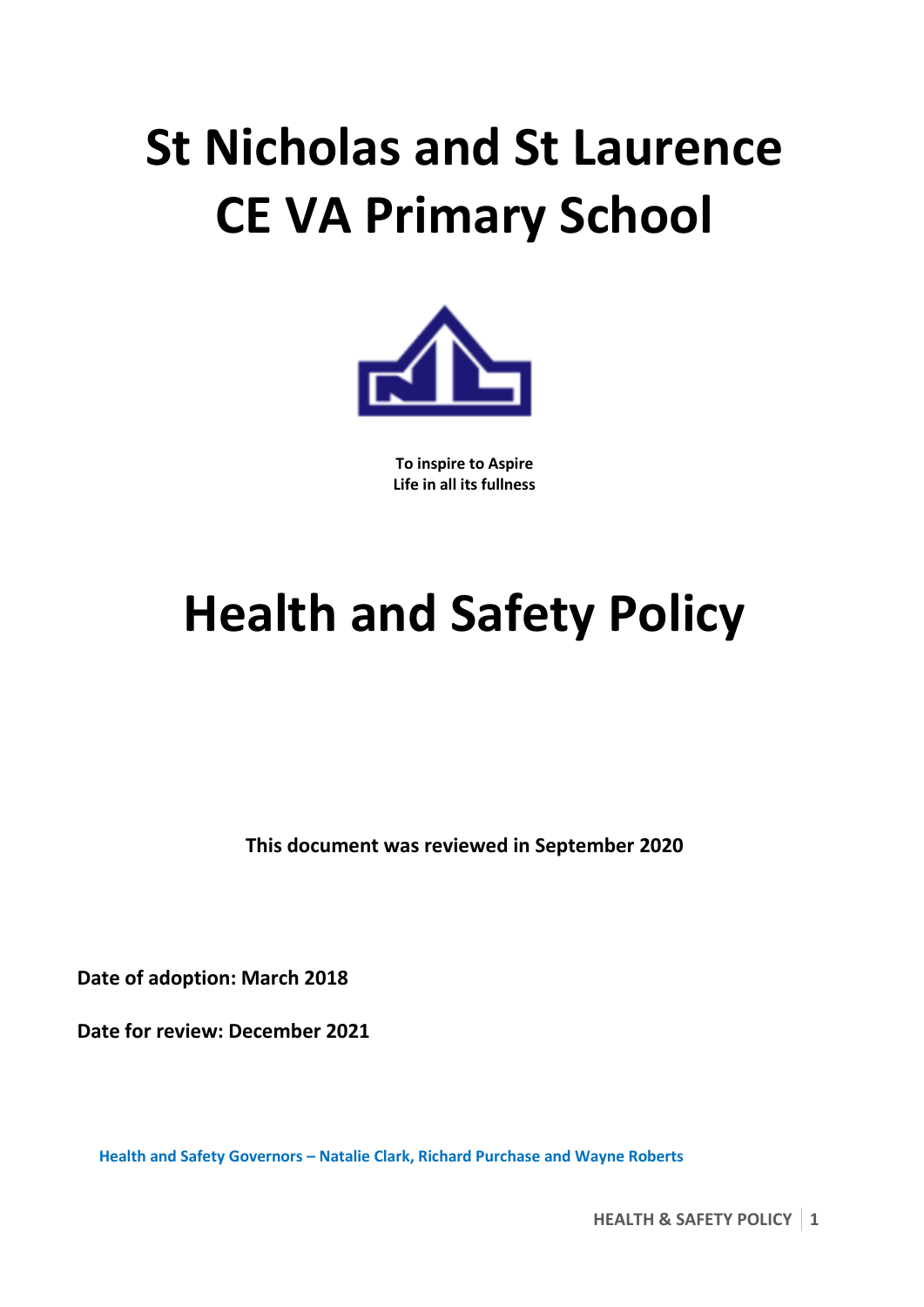# St Nicholas and St Laurence CE VA Primary School

**To inspire to Aspire**
**Life in all its fullness**

# Health and Safety Policy

**This document was reviewed in September 2020**

**Date of adoption: March 2018**

**Date for review: December 2021**

**Health and Safety Governors – Natalie Clark, Richard Purchase and Wayne Roberts**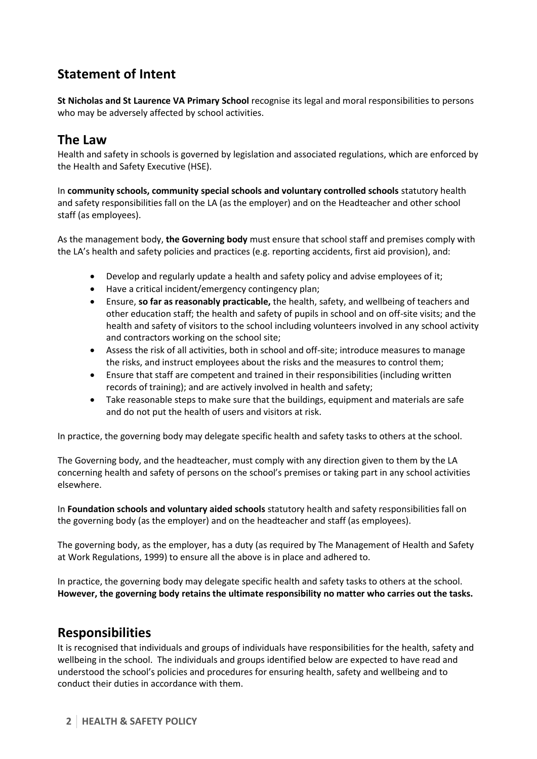## Statement of Intent

**St Nicholas and St Laurence VA Primary School** recognise its legal and moral responsibilities to persons who may be adversely affected by school activities.

## The Law

Health and safety in schools is governed by legislation and associated regulations, which are enforced by the Health and Safety Executive (HSE).

In **community schools, community special schools and voluntary controlled schools** statutory health and safety responsibilities fall on the LA (as the employer) and on the Headteacher and other school staff (as employees).

As the management body, **the Governing body** must ensure that school staff and premises comply with the LA's health and safety policies and practices (e.g. reporting accidents, first aid provision), and:

- Develop and regularly update a health and safety policy and advise employees of it;
- Have a critical incident/emergency contingency plan;
- Ensure, **so far as reasonably practicable,** the health, safety, and wellbeing of teachers and other education staff; the health and safety of pupils in school and on off-site visits; and the health and safety of visitors to the school including volunteers involved in any school activity and contractors working on the school site;
- Assess the risk of all activities, both in school and off-site; introduce measures to manage the risks, and instruct employees about the risks and the measures to control them;
- Ensure that staff are competent and trained in their responsibilities (including written records of training); and are actively involved in health and safety;
- Take reasonable steps to make sure that the buildings, equipment and materials are safe and do not put the health of users and visitors at risk.

In practice, the governing body may delegate specific health and safety tasks to others at the school.

The Governing body, and the headteacher, must comply with any direction given to them by the LA concerning health and safety of persons on the school's premises or taking part in any school activities elsewhere.

In **Foundation schools and voluntary aided schools** statutory health and safety responsibilities fall on the governing body (as the employer) and on the headteacher and staff (as employees).

The governing body, as the employer, has a duty (as required by The Management of Health and Safety at Work Regulations, 1999) to ensure all the above is in place and adhered to.

In practice, the governing body may delegate specific health and safety tasks to others at the school. **However, the governing body retains the ultimate responsibility no matter who carries out the tasks.**

## Responsibilities

It is recognised that individuals and groups of individuals have responsibilities for the health, safety and wellbeing in the school. The individuals and groups identified below are expected to have read and understood the school's policies and procedures for ensuring health, safety and wellbeing and to conduct their duties in accordance with them.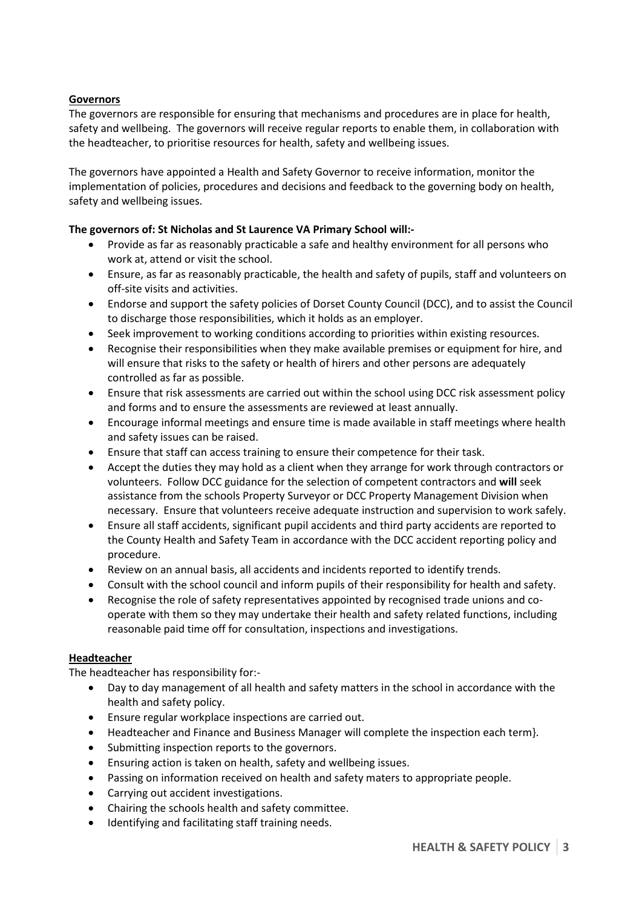**Governors**

The governors are responsible for ensuring that mechanisms and procedures are in place for health, safety and wellbeing. The governors will receive regular reports to enable them, in collaboration with the headteacher, to prioritise resources for health, safety and wellbeing issues.

The governors have appointed a Health and Safety Governor to receive information, monitor the implementation of policies, procedures and decisions and feedback to the governing body on health, safety and wellbeing issues.

**The governors of: St Nicholas and St Laurence VA Primary School will:-**

- Provide as far as reasonably practicable a safe and healthy environment for all persons who work at, attend or visit the school.
- Ensure, as far as reasonably practicable, the health and safety of pupils, staff and volunteers on off-site visits and activities.
- Endorse and support the safety policies of Dorset County Council (DCC), and to assist the Council to discharge those responsibilities, which it holds as an employer.
- Seek improvement to working conditions according to priorities within existing resources.
- Recognise their responsibilities when they make available premises or equipment for hire, and will ensure that risks to the safety or health of hirers and other persons are adequately controlled as far as possible.
- Ensure that risk assessments are carried out within the school using DCC risk assessment policy and forms and to ensure the assessments are reviewed at least annually.
- Encourage informal meetings and ensure time is made available in staff meetings where health and safety issues can be raised.
- Ensure that staff can access training to ensure their competence for their task.
- Accept the duties they may hold as a client when they arrange for work through contractors or volunteers. Follow DCC guidance for the selection of competent contractors and **will** seek assistance from the schools Property Surveyor or DCC Property Management Division when necessary. Ensure that volunteers receive adequate instruction and supervision to work safely.
- Ensure all staff accidents, significant pupil accidents and third party accidents are reported to the County Health and Safety Team in accordance with the DCC accident reporting policy and procedure.
- Review on an annual basis, all accidents and incidents reported to identify trends.
- Consult with the school council and inform pupils of their responsibility for health and safety.
- Recognise the role of safety representatives appointed by recognised trade unions and co-operate with them so they may undertake their health and safety related functions, including reasonable paid time off for consultation, inspections and investigations.

**Headteacher**

The headteacher has responsibility for:-

- Day to day management of all health and safety matters in the school in accordance with the health and safety policy.
- Ensure regular workplace inspections are carried out.
- Headteacher and Finance and Business Manager will complete the inspection each term}.
- Submitting inspection reports to the governors.
- Ensuring action is taken on health, safety and wellbeing issues.
- Passing on information received on health and safety maters to appropriate people.
- Carrying out accident investigations.
- Chairing the schools health and safety committee.
- Identifying and facilitating staff training needs.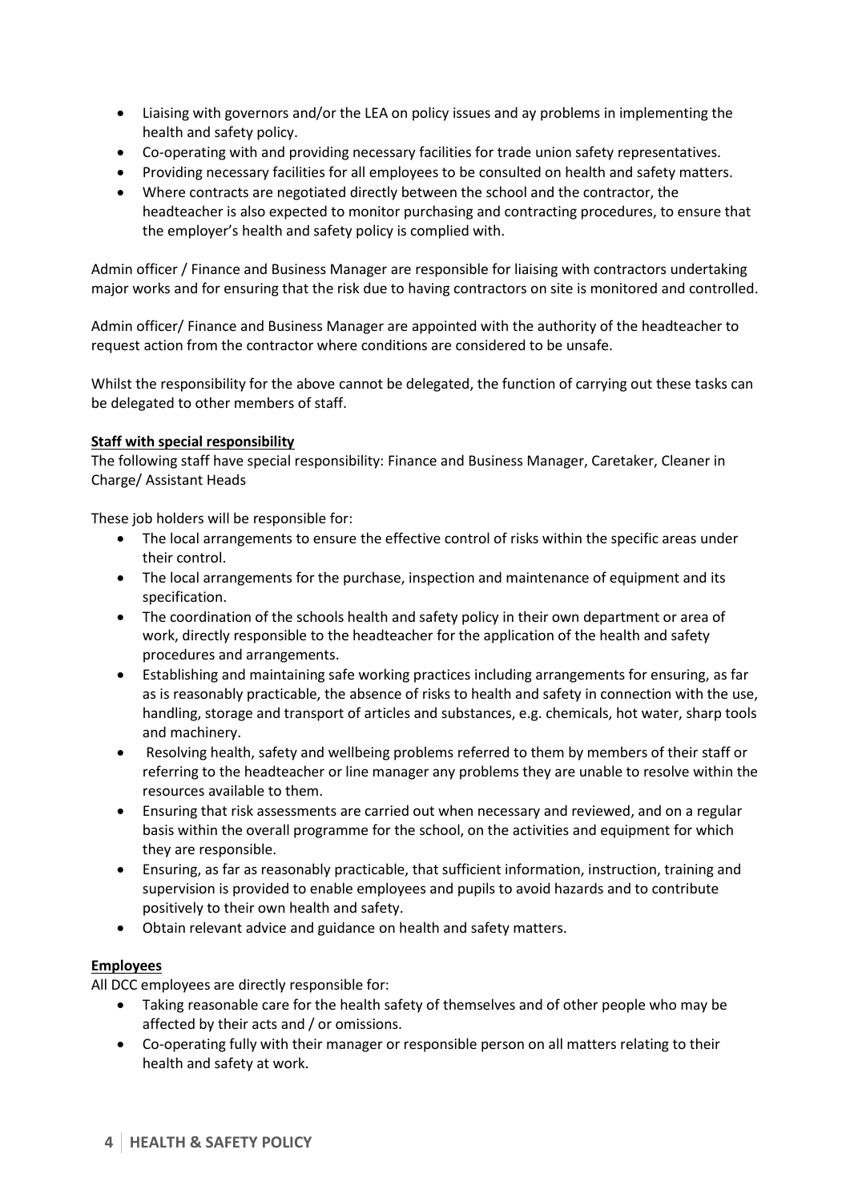- Liaising with governors and/or the LEA on policy issues and ay problems in implementing the health and safety policy.
- Co-operating with and providing necessary facilities for trade union safety representatives.
- Providing necessary facilities for all employees to be consulted on health and safety matters.
- Where contracts are negotiated directly between the school and the contractor, the headteacher is also expected to monitor purchasing and contracting procedures, to ensure that the employer's health and safety policy is complied with.

Admin officer / Finance and Business Manager are responsible for liaising with contractors undertaking major works and for ensuring that the risk due to having contractors on site is monitored and controlled.

Admin officer/ Finance and Business Manager are appointed with the authority of the headteacher to request action from the contractor where conditions are considered to be unsafe.

Whilst the responsibility for the above cannot be delegated, the function of carrying out these tasks can be delegated to other members of staff.

**Staff with special responsibility**

The following staff have special responsibility: Finance and Business Manager, Caretaker, Cleaner in Charge/ Assistant Heads

These job holders will be responsible for:

- The local arrangements to ensure the effective control of risks within the specific areas under their control.
- The local arrangements for the purchase, inspection and maintenance of equipment and its specification.
- The coordination of the schools health and safety policy in their own department or area of work, directly responsible to the headteacher for the application of the health and safety procedures and arrangements.
- Establishing and maintaining safe working practices including arrangements for ensuring, as far as is reasonably practicable, the absence of risks to health and safety in connection with the use, handling, storage and transport of articles and substances, e.g. chemicals, hot water, sharp tools and machinery.
- Resolving health, safety and wellbeing problems referred to them by members of their staff or referring to the headteacher or line manager any problems they are unable to resolve within the resources available to them.
- Ensuring that risk assessments are carried out when necessary and reviewed, and on a regular basis within the overall programme for the school, on the activities and equipment for which they are responsible.
- Ensuring, as far as reasonably practicable, that sufficient information, instruction, training and supervision is provided to enable employees and pupils to avoid hazards and to contribute positively to their own health and safety.
- Obtain relevant advice and guidance on health and safety matters.

**Employees**

All DCC employees are directly responsible for:

- Taking reasonable care for the health safety of themselves and of other people who may be affected by their acts and / or omissions.
- Co-operating fully with their manager or responsible person on all matters relating to their health and safety at work.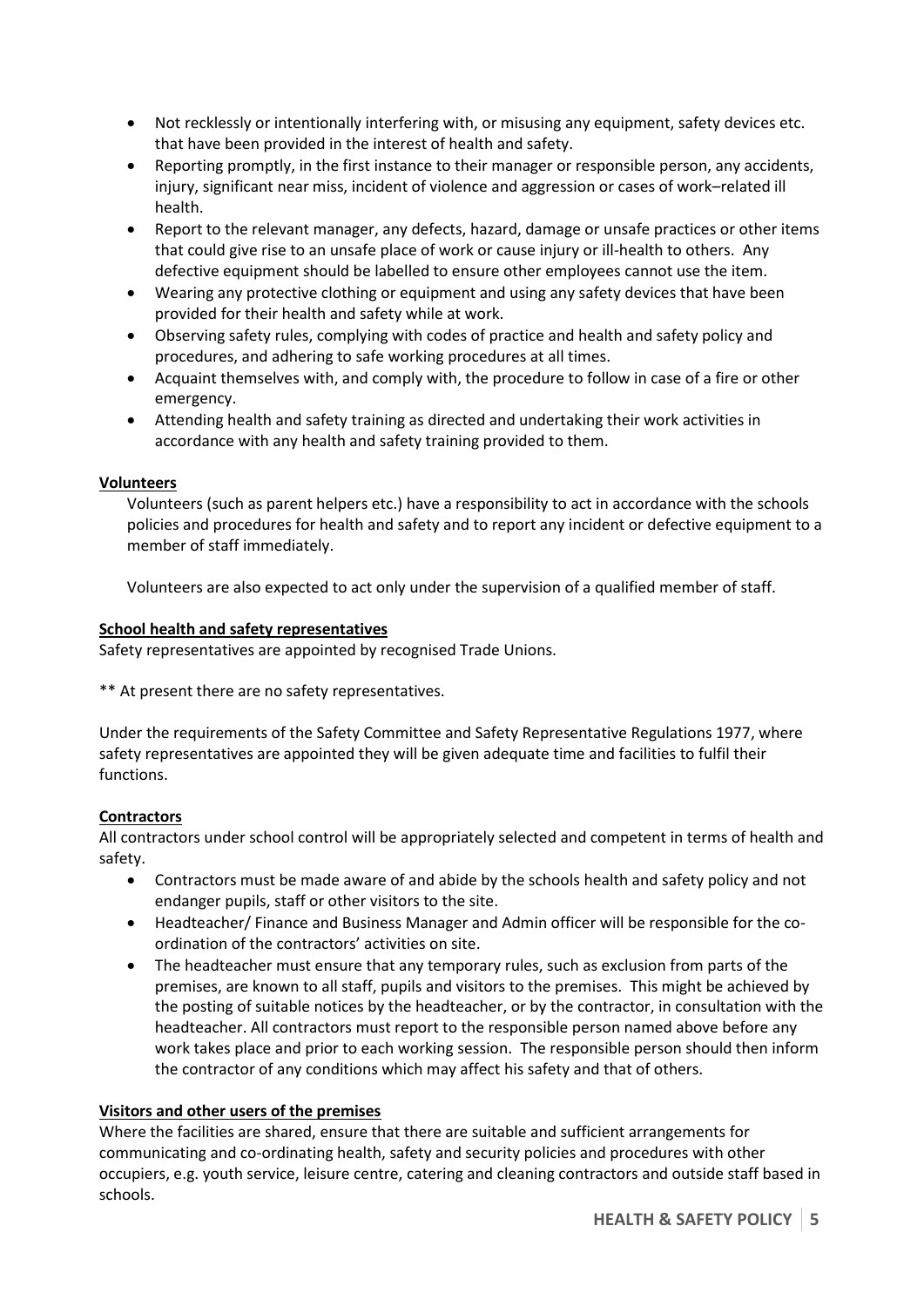- Not recklessly or intentionally interfering with, or misusing any equipment, safety devices etc. that have been provided in the interest of health and safety.
- Reporting promptly, in the first instance to their manager or responsible person, any accidents, injury, significant near miss, incident of violence and aggression or cases of work–related ill health.
- Report to the relevant manager, any defects, hazard, damage or unsafe practices or other items that could give rise to an unsafe place of work or cause injury or ill-health to others. Any defective equipment should be labelled to ensure other employees cannot use the item.
- Wearing any protective clothing or equipment and using any safety devices that have been provided for their health and safety while at work.
- Observing safety rules, complying with codes of practice and health and safety policy and procedures, and adhering to safe working procedures at all times.
- Acquaint themselves with, and comply with, the procedure to follow in case of a fire or other emergency.
- Attending health and safety training as directed and undertaking their work activities in accordance with any health and safety training provided to them.

**Volunteers**

Volunteers (such as parent helpers etc.) have a responsibility to act in accordance with the schools policies and procedures for health and safety and to report any incident or defective equipment to a member of staff immediately.

Volunteers are also expected to act only under the supervision of a qualified member of staff.

**School health and safety representatives**

Safety representatives are appointed by recognised Trade Unions.

** At present there are no safety representatives.

Under the requirements of the Safety Committee and Safety Representative Regulations 1977, where safety representatives are appointed they will be given adequate time and facilities to fulfil their functions.

**Contractors**

All contractors under school control will be appropriately selected and competent in terms of health and safety.

- Contractors must be made aware of and abide by the schools health and safety policy and not endanger pupils, staff or other visitors to the site.
- Headteacher/ Finance and Business Manager and Admin officer will be responsible for the co-ordination of the contractors' activities on site.
- The headteacher must ensure that any temporary rules, such as exclusion from parts of the premises, are known to all staff, pupils and visitors to the premises. This might be achieved by the posting of suitable notices by the headteacher, or by the contractor, in consultation with the headteacher. All contractors must report to the responsible person named above before any work takes place and prior to each working session. The responsible person should then inform the contractor of any conditions which may affect his safety and that of others.

**Visitors and other users of the premises**

Where the facilities are shared, ensure that there are suitable and sufficient arrangements for communicating and co-ordinating health, safety and security policies and procedures with other occupiers, e.g. youth service, leisure centre, catering and cleaning contractors and outside staff based in schools.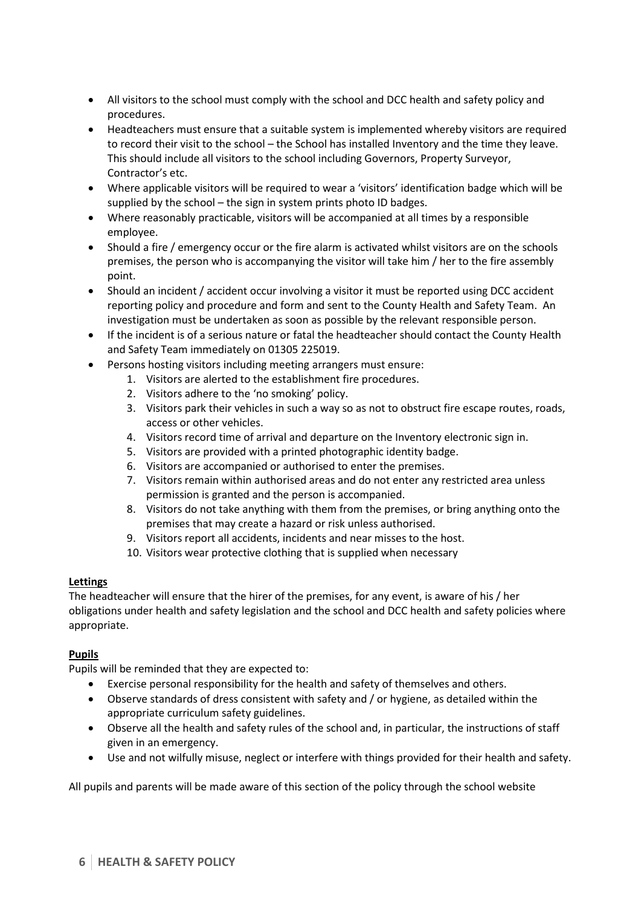- All visitors to the school must comply with the school and DCC health and safety policy and procedures.
- Headteachers must ensure that a suitable system is implemented whereby visitors are required to record their visit to the school – the School has installed Inventory and the time they leave. This should include all visitors to the school including Governors, Property Surveyor, Contractor's etc.
- Where applicable visitors will be required to wear a 'visitors' identification badge which will be supplied by the school – the sign in system prints photo ID badges.
- Where reasonably practicable, visitors will be accompanied at all times by a responsible employee.
- Should a fire / emergency occur or the fire alarm is activated whilst visitors are on the schools premises, the person who is accompanying the visitor will take him / her to the fire assembly point.
- Should an incident / accident occur involving a visitor it must be reported using DCC accident reporting policy and procedure and form and sent to the County Health and Safety Team. An investigation must be undertaken as soon as possible by the relevant responsible person.
- If the incident is of a serious nature or fatal the headteacher should contact the County Health and Safety Team immediately on 01305 225019.
- Persons hosting visitors including meeting arrangers must ensure:
  1. Visitors are alerted to the establishment fire procedures.
  2. Visitors adhere to the 'no smoking' policy.
  3. Visitors park their vehicles in such a way so as not to obstruct fire escape routes, roads, access or other vehicles.
  4. Visitors record time of arrival and departure on the Inventory electronic sign in.
  5. Visitors are provided with a printed photographic identity badge.
  6. Visitors are accompanied or authorised to enter the premises.
  7. Visitors remain within authorised areas and do not enter any restricted area unless permission is granted and the person is accompanied.
  8. Visitors do not take anything with them from the premises, or bring anything onto the premises that may create a hazard or risk unless authorised.
  9. Visitors report all accidents, incidents and near misses to the host.
  10. Visitors wear protective clothing that is supplied when necessary

**Lettings**

The headteacher will ensure that the hirer of the premises, for any event, is aware of his / her obligations under health and safety legislation and the school and DCC health and safety policies where appropriate.

**Pupils**

Pupils will be reminded that they are expected to:

- Exercise personal responsibility for the health and safety of themselves and others.
- Observe standards of dress consistent with safety and / or hygiene, as detailed within the appropriate curriculum safety guidelines.
- Observe all the health and safety rules of the school and, in particular, the instructions of staff given in an emergency.
- Use and not wilfully misuse, neglect or interfere with things provided for their health and safety.

All pupils and parents will be made aware of this section of the policy through the school website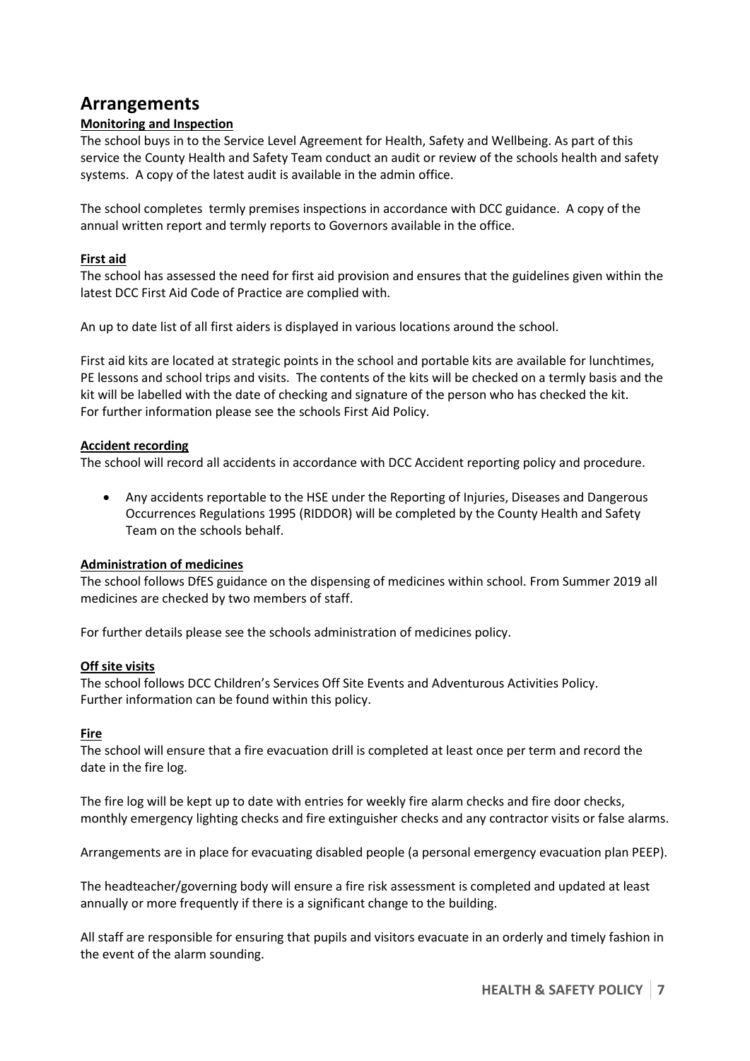## Arrangements

**Monitoring and Inspection**

The school buys in to the Service Level Agreement for Health, Safety and Wellbeing. As part of this service the County Health and Safety Team conduct an audit or review of the schools health and safety systems. A copy of the latest audit is available in the admin office.

The school completes termly premises inspections in accordance with DCC guidance. A copy of the annual written report and termly reports to Governors available in the office.

**First aid**

The school has assessed the need for first aid provision and ensures that the guidelines given within the latest DCC First Aid Code of Practice are complied with.

An up to date list of all first aiders is displayed in various locations around the school.

First aid kits are located at strategic points in the school and portable kits are available for lunchtimes, PE lessons and school trips and visits. The contents of the kits will be checked on a termly basis and the kit will be labelled with the date of checking and signature of the person who has checked the kit.
For further information please see the schools First Aid Policy.

**Accident recording**

The school will record all accidents in accordance with DCC Accident reporting policy and procedure.

- Any accidents reportable to the HSE under the Reporting of Injuries, Diseases and Dangerous Occurrences Regulations 1995 (RIDDOR) will be completed by the County Health and Safety Team on the schools behalf.

**Administration of medicines**

The school follows DfES guidance on the dispensing of medicines within school. From Summer 2019 all medicines are checked by two members of staff.

For further details please see the schools administration of medicines policy.

**Off site visits**

The school follows DCC Children's Services Off Site Events and Adventurous Activities Policy.
Further information can be found within this policy.

**Fire**

The school will ensure that a fire evacuation drill is completed at least once per term and record the date in the fire log.

The fire log will be kept up to date with entries for weekly fire alarm checks and fire door checks, monthly emergency lighting checks and fire extinguisher checks and any contractor visits or false alarms.

Arrangements are in place for evacuating disabled people (a personal emergency evacuation plan PEEP).

The headteacher/governing body will ensure a fire risk assessment is completed and updated at least annually or more frequently if there is a significant change to the building.

All staff are responsible for ensuring that pupils and visitors evacuate in an orderly and timely fashion in the event of the alarm sounding.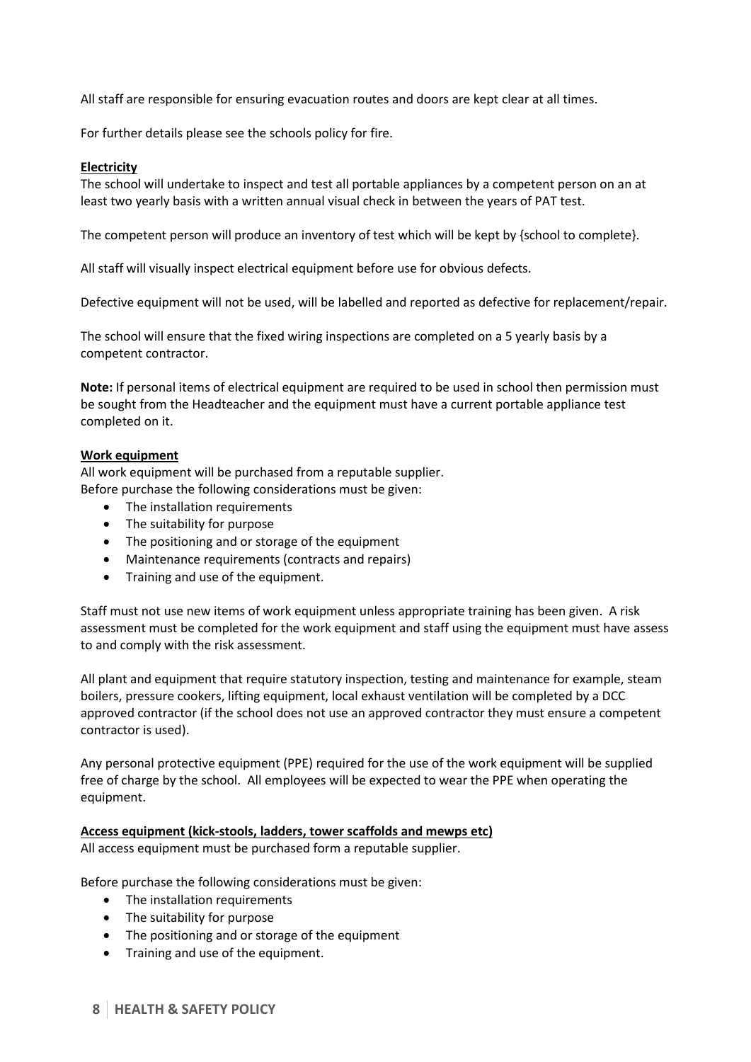All staff are responsible for ensuring evacuation routes and doors are kept clear at all times.

For further details please see the schools policy for fire.

**Electricity**

The school will undertake to inspect and test all portable appliances by a competent person on an at least two yearly basis with a written annual visual check in between the years of PAT test.

The competent person will produce an inventory of test which will be kept by {school to complete}.

All staff will visually inspect electrical equipment before use for obvious defects.

Defective equipment will not be used, will be labelled and reported as defective for replacement/repair.

The school will ensure that the fixed wiring inspections are completed on a 5 yearly basis by a competent contractor.

**Note:** If personal items of electrical equipment are required to be used in school then permission must be sought from the Headteacher and the equipment must have a current portable appliance test completed on it.

**Work equipment**

All work equipment will be purchased from a reputable supplier.
Before purchase the following considerations must be given:

- The installation requirements
- The suitability for purpose
- The positioning and or storage of the equipment
- Maintenance requirements (contracts and repairs)
- Training and use of the equipment.

Staff must not use new items of work equipment unless appropriate training has been given. A risk assessment must be completed for the work equipment and staff using the equipment must have assess to and comply with the risk assessment.

All plant and equipment that require statutory inspection, testing and maintenance for example, steam boilers, pressure cookers, lifting equipment, local exhaust ventilation will be completed by a DCC approved contractor (if the school does not use an approved contractor they must ensure a competent contractor is used).

Any personal protective equipment (PPE) required for the use of the work equipment will be supplied free of charge by the school. All employees will be expected to wear the PPE when operating the equipment.

**Access equipment (kick-stools, ladders, tower scaffolds and mewps etc)**

All access equipment must be purchased form a reputable supplier.

Before purchase the following considerations must be given:

- The installation requirements
- The suitability for purpose
- The positioning and or storage of the equipment
- Training and use of the equipment.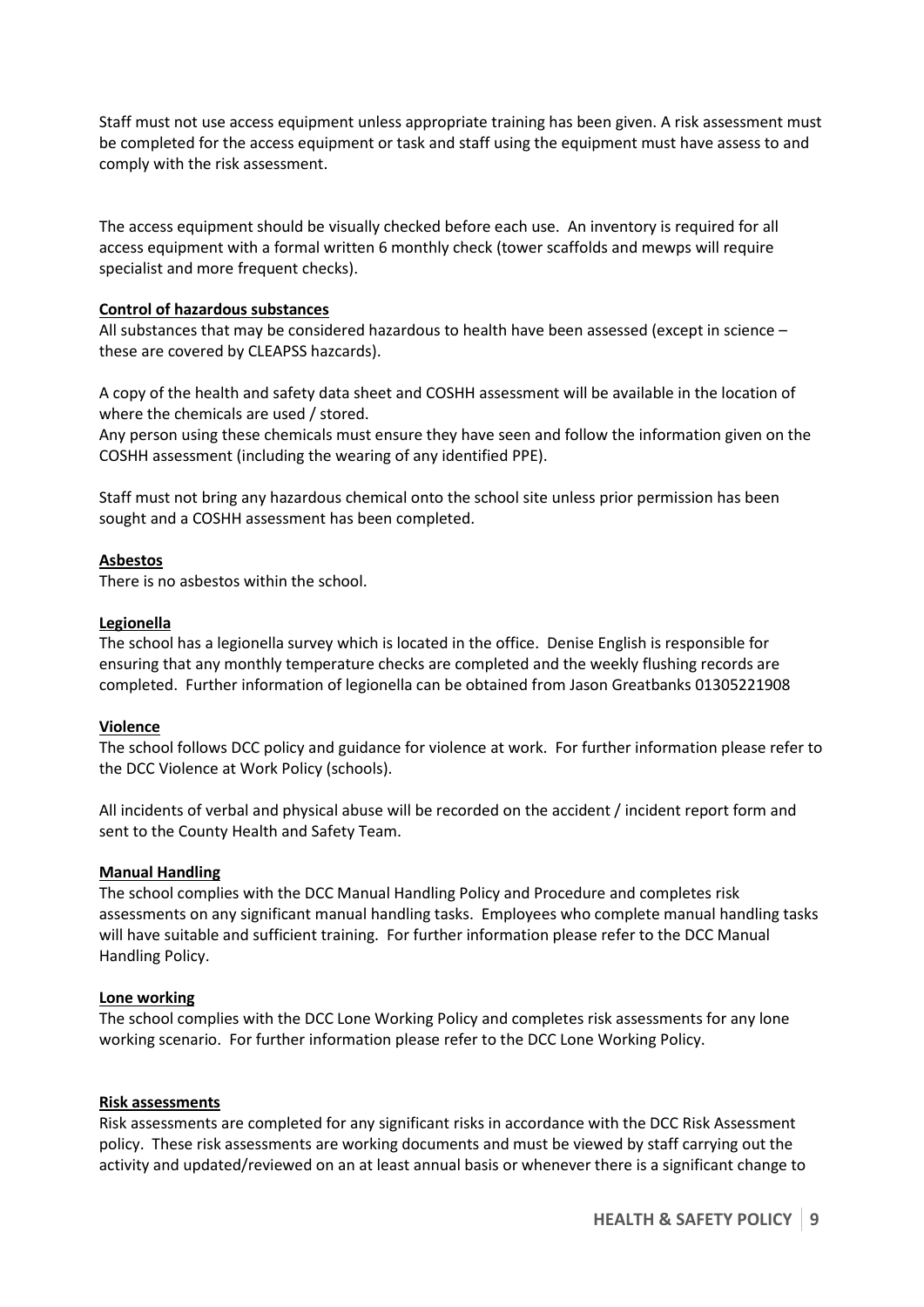Staff must not use access equipment unless appropriate training has been given. A risk assessment must be completed for the access equipment or task and staff using the equipment must have assess to and comply with the risk assessment.

The access equipment should be visually checked before each use. An inventory is required for all access equipment with a formal written 6 monthly check (tower scaffolds and mewps will require specialist and more frequent checks).

**Control of hazardous substances**

All substances that may be considered hazardous to health have been assessed (except in science – these are covered by CLEAPSS hazcards).

A copy of the health and safety data sheet and COSHH assessment will be available in the location of where the chemicals are used / stored.

Any person using these chemicals must ensure they have seen and follow the information given on the COSHH assessment (including the wearing of any identified PPE).

Staff must not bring any hazardous chemical onto the school site unless prior permission has been sought and a COSHH assessment has been completed.

**Asbestos**

There is no asbestos within the school.

**Legionella**

The school has a legionella survey which is located in the office. Denise English is responsible for ensuring that any monthly temperature checks are completed and the weekly flushing records are completed. Further information of legionella can be obtained from Jason Greatbanks 01305221908

**Violence**

The school follows DCC policy and guidance for violence at work. For further information please refer to the DCC Violence at Work Policy (schools).

All incidents of verbal and physical abuse will be recorded on the accident / incident report form and sent to the County Health and Safety Team.

**Manual Handling**

The school complies with the DCC Manual Handling Policy and Procedure and completes risk assessments on any significant manual handling tasks. Employees who complete manual handling tasks will have suitable and sufficient training. For further information please refer to the DCC Manual Handling Policy.

**Lone working**

The school complies with the DCC Lone Working Policy and completes risk assessments for any lone working scenario. For further information please refer to the DCC Lone Working Policy.

**Risk assessments**

Risk assessments are completed for any significant risks in accordance with the DCC Risk Assessment policy. These risk assessments are working documents and must be viewed by staff carrying out the activity and updated/reviewed on an at least annual basis or whenever there is a significant change to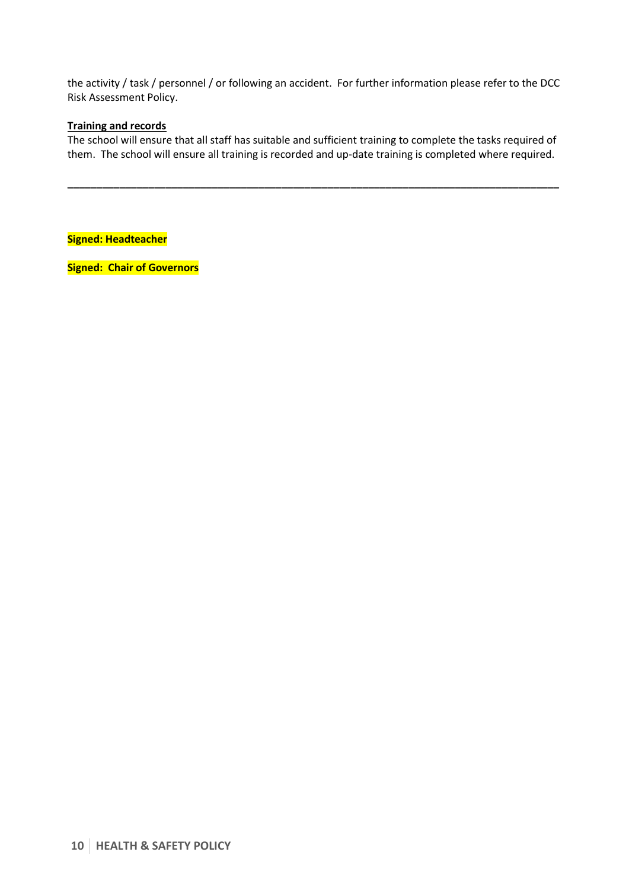the activity / task / personnel / or following an accident. For further information please refer to the DCC Risk Assessment Policy.

**Training and records**

The school will ensure that all staff has suitable and sufficient training to complete the tasks required of them. The school will ensure all training is recorded and up-date training is completed where required.

---

**Signed: Headteacher**

**Signed: Chair of Governors**